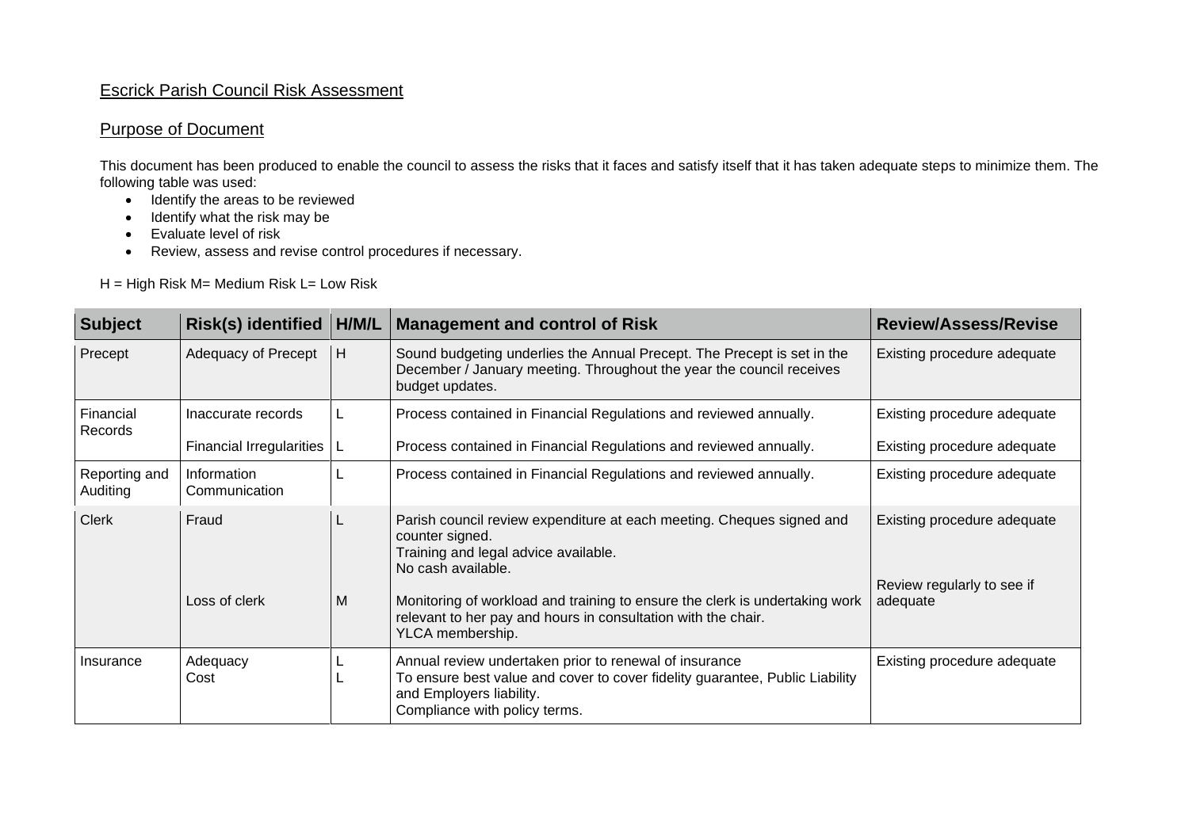# Escrick Parish Council Risk Assessment

## Purpose of Document

This document has been produced to enable the council to assess the risks that it faces and satisfy itself that it has taken adequate steps to minimize them. The following table was used:

- Identify the areas to be reviewed
- Identify what the risk may be
- Evaluate level of risk
- Review, assess and revise control procedures if necessary.

H = High Risk M= Medium Risk L= Low Risk

| Subject | Risk(s) identified | H/M/L | Management and control of Risk | Review/Assess/Revise |
|---|---|---|---|---|
| Precept | Adequacy of Precept | H | Sound budgeting underlies the Annual Precept. The Precept is set in the December / January meeting. Throughout the year the council receives budget updates. | Existing procedure adequate |
| Financial Records | Inaccurate records | L | Process contained in Financial Regulations and reviewed annually. | Existing procedure adequate |
| | Financial Irregularities | L | Process contained in Financial Regulations and reviewed annually. | Existing procedure adequate |
| Reporting and Auditing | Information Communication | L | Process contained in Financial Regulations and reviewed annually. | Existing procedure adequate |
| Clerk | Fraud | L | Parish council review expenditure at each meeting. Cheques signed and counter signed.<br>Training and legal advice available.<br>No cash available. | Existing procedure adequate |
| | Loss of clerk | M | Monitoring of workload and training to ensure the clerk is undertaking work relevant to her pay and hours in consultation with the chair.<br>YLCA membership. | Review regularly to see if adequate |
| Insurance | Adequacy<br>Cost | L<br>L | Annual review undertaken prior to renewal of insurance<br>To ensure best value and cover to cover fidelity guarantee, Public Liability and Employers liability.<br>Compliance with policy terms. | Existing procedure adequate |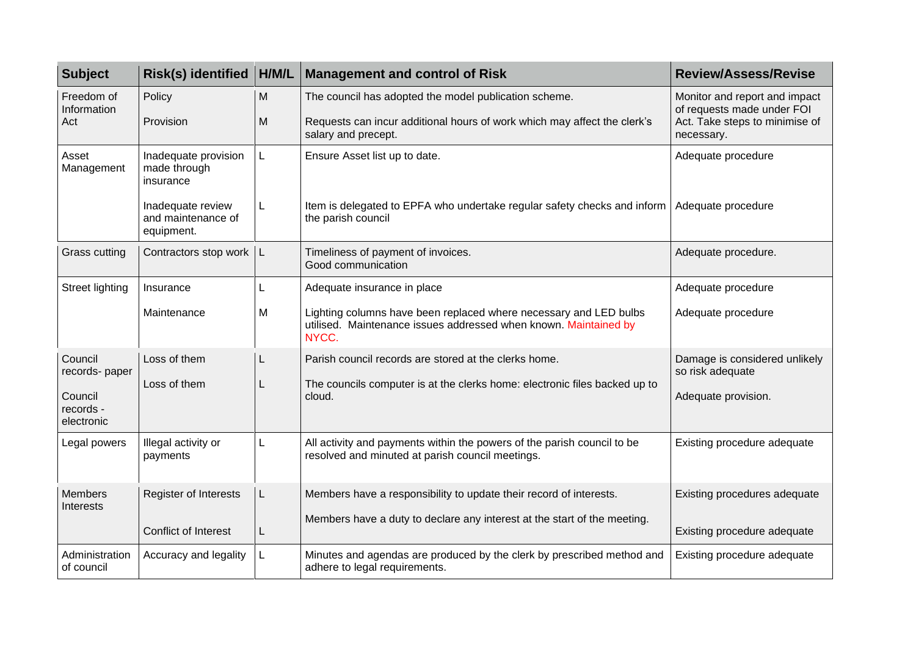| Subject | Risk(s) identified | H/M/L | Management and control of Risk | Review/Assess/Revise |
|---|---|---|---|---|
| Freedom of Information Act | Policy<br><br>Provision | M<br><br>M | The council has adopted the model publication scheme.<br><br>Requests can incur additional hours of work which may affect the clerk's salary and precept. | Monitor and report and impact of requests made under FOI Act. Take steps to minimise of necessary. |
| Asset Management | Inadequate provision made through insurance<br><br>Inadequate review and maintenance of equipment. | L<br><br>L | Ensure Asset list up to date.<br><br>Item is delegated to EPFA who undertake regular safety checks and inform the parish council | Adequate procedure<br><br>Adequate procedure |
| Grass cutting | Contractors stop work | L | Timeliness of payment of invoices.<br>Good communication | Adequate procedure. |
| Street lighting | Insurance<br><br>Maintenance | L<br><br>M | Adequate insurance in place<br><br>Lighting columns have been replaced where necessary and LED bulbs utilised. Maintenance issues addressed when known. Maintained by NYCC. | Adequate procedure<br><br>Adequate procedure |
| Council records- paper<br><br>Council records - electronic | Loss of them<br><br>Loss of them | L<br><br>L | Parish council records are stored at the clerks home.<br><br>The councils computer is at the clerks home: electronic files backed up to cloud. | Damage is considered unlikely so risk adequate<br><br>Adequate provision. |
| Legal powers | Illegal activity or payments | L | All activity and payments within the powers of the parish council to be resolved and minuted at parish council meetings. | Existing procedure adequate |
| Members Interests | Register of Interests<br><br>Conflict of Interest | L<br><br>L | Members have a responsibility to update their record of interests.<br><br>Members have a duty to declare any interest at the start of the meeting. | Existing procedures adequate<br><br>Existing procedure adequate |
| Administration of council | Accuracy and legality | L | Minutes and agendas are produced by the clerk by prescribed method and adhere to legal requirements. | Existing procedure adequate |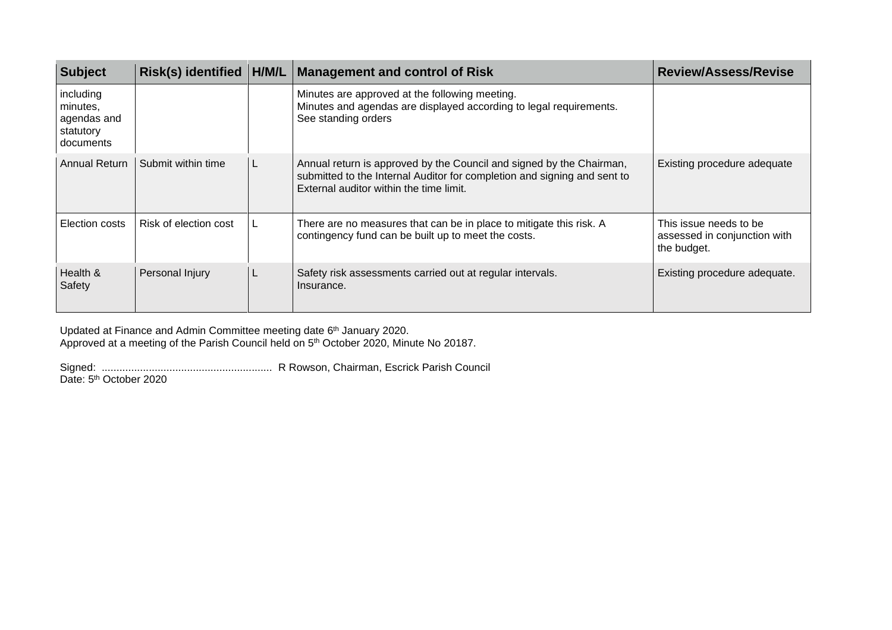| Subject | Risk(s) identified | H/M/L | Management and control of Risk | Review/Assess/Revise |
|---|---|---|---|---|
| including minutes, agendas and statutory documents | | | Minutes are approved at the following meeting.<br>Minutes and agendas are displayed according to legal requirements.<br>See standing orders | |
| Annual Return | Submit within time | L | Annual return is approved by the Council and signed by the Chairman, submitted to the Internal Auditor for completion and signing and sent to External auditor within the time limit. | Existing procedure adequate |
| Election costs | Risk of election cost | L | There are no measures that can be in place to mitigate this risk. A contingency fund can be built up to meet the costs. | This issue needs to be assessed in conjunction with the budget. |
| Health & Safety | Personal Injury | L | Safety risk assessments carried out at regular intervals.<br>Insurance. | Existing procedure adequate. |

Updated at Finance and Admin Committee meeting date 6th January 2020.
Approved at a meeting of the Parish Council held on 5th October 2020, Minute No 20187.

Signed: .......................................................... R Rowson, Chairman, Escrick Parish Council
Date: 5th October 2020